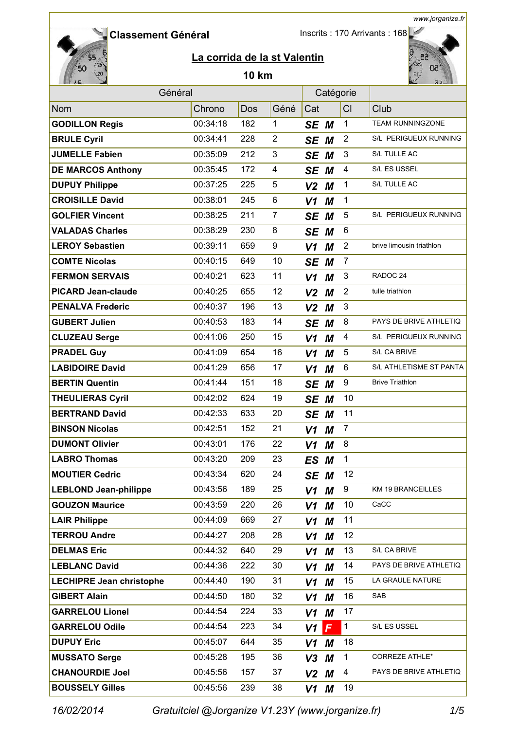www.jorganize.fr

## Classement Général

Inscrits : 170 Arrivants : 168

# La corrida de la st Valentin

### 10 km

| Général | | | | Catégorie | | | |
|---|---|---|---|---|---|---|---|
| Nom | Chrono | Dos | Géné | Cat | | Cl | Club |
| GODILLON Regis | 00:34:18 | 182 | 1 | SE | M | 1 | TEAM RUNNINGZONE |
| BRULE Cyril | 00:34:41 | 228 | 2 | SE | M | 2 | S/L PERIGUEUX RUNNING |
| JUMELLE Fabien | 00:35:09 | 212 | 3 | SE | M | 3 | S/L TULLE AC |
| DE MARCOS Anthony | 00:35:45 | 172 | 4 | SE | M | 4 | S/L ES USSEL |
| DUPUY Philippe | 00:37:25 | 225 | 5 | V2 | M | 1 | S/L TULLE AC |
| CROISILLE David | 00:38:01 | 245 | 6 | V1 | M | 1 | |
| GOLFIER Vincent | 00:38:25 | 211 | 7 | SE | M | 5 | S/L PERIGUEUX RUNNING |
| VALADAS Charles | 00:38:29 | 230 | 8 | SE | M | 6 | |
| LEROY Sebastien | 00:39:11 | 659 | 9 | V1 | M | 2 | brive limousin triathlon |
| COMTE Nicolas | 00:40:15 | 649 | 10 | SE | M | 7 | |
| FERMON SERVAIS | 00:40:21 | 623 | 11 | V1 | M | 3 | RADOC 24 |
| PICARD Jean-claude | 00:40:25 | 655 | 12 | V2 | M | 2 | tulle triathlon |
| PENALVA Frederic | 00:40:37 | 196 | 13 | V2 | M | 3 | |
| GUBERT Julien | 00:40:53 | 183 | 14 | SE | M | 8 | PAYS DE BRIVE ATHLETIQ |
| CLUZEAU Serge | 00:41:06 | 250 | 15 | V1 | M | 4 | S/L PERIGUEUX RUNNING |
| PRADEL Guy | 00:41:09 | 654 | 16 | V1 | M | 5 | S/L CA BRIVE |
| LABIDOIRE David | 00:41:29 | 656 | 17 | V1 | M | 6 | S/L ATHLETISME ST PANTA |
| BERTIN Quentin | 00:41:44 | 151 | 18 | SE | M | 9 | Brive Triathlon |
| THEULIERAS Cyril | 00:42:02 | 624 | 19 | SE | M | 10 | |
| BERTRAND David | 00:42:33 | 633 | 20 | SE | M | 11 | |
| BINSON Nicolas | 00:42:51 | 152 | 21 | V1 | M | 7 | |
| DUMONT Olivier | 00:43:01 | 176 | 22 | V1 | M | 8 | |
| LABRO Thomas | 00:43:20 | 209 | 23 | ES | M | 1 | |
| MOUTIER Cedric | 00:43:34 | 620 | 24 | SE | M | 12 | |
| LEBLOND Jean-philippe | 00:43:56 | 189 | 25 | V1 | M | 9 | KM 19 BRANCEILLES |
| GOUZON Maurice | 00:43:59 | 220 | 26 | V1 | M | 10 | CaCC |
| LAIR Philippe | 00:44:09 | 669 | 27 | V1 | M | 11 | |
| TERROU Andre | 00:44:27 | 208 | 28 | V1 | M | 12 | |
| DELMAS Eric | 00:44:32 | 640 | 29 | V1 | M | 13 | S/L CA BRIVE |
| LEBLANC David | 00:44:36 | 222 | 30 | V1 | M | 14 | PAYS DE BRIVE ATHLETIQ |
| LECHIPRE Jean christophe | 00:44:40 | 190 | 31 | V1 | M | 15 | LA GRAULE NATURE |
| GIBERT Alain | 00:44:50 | 180 | 32 | V1 | M | 16 | SAB |
| GARRELOU Lionel | 00:44:54 | 224 | 33 | V1 | M | 17 | |
| GARRELOU Odile | 00:44:54 | 223 | 34 | V1 | F | 1 | S/L ES USSEL |
| DUPUY Eric | 00:45:07 | 644 | 35 | V1 | M | 18 | |
| MUSSATO Serge | 00:45:28 | 195 | 36 | V3 | M | 1 | CORREZE ATHLE* |
| CHANOURDIE Joel | 00:45:56 | 157 | 37 | V2 | M | 4 | PAYS DE BRIVE ATHLETIQ |
| BOUSSELY Gilles | 00:45:56 | 239 | 38 | V1 | M | 19 | |

*16/02/2014 Gratuitciel @Jorganize V1.23Y (www.jorganize.fr)*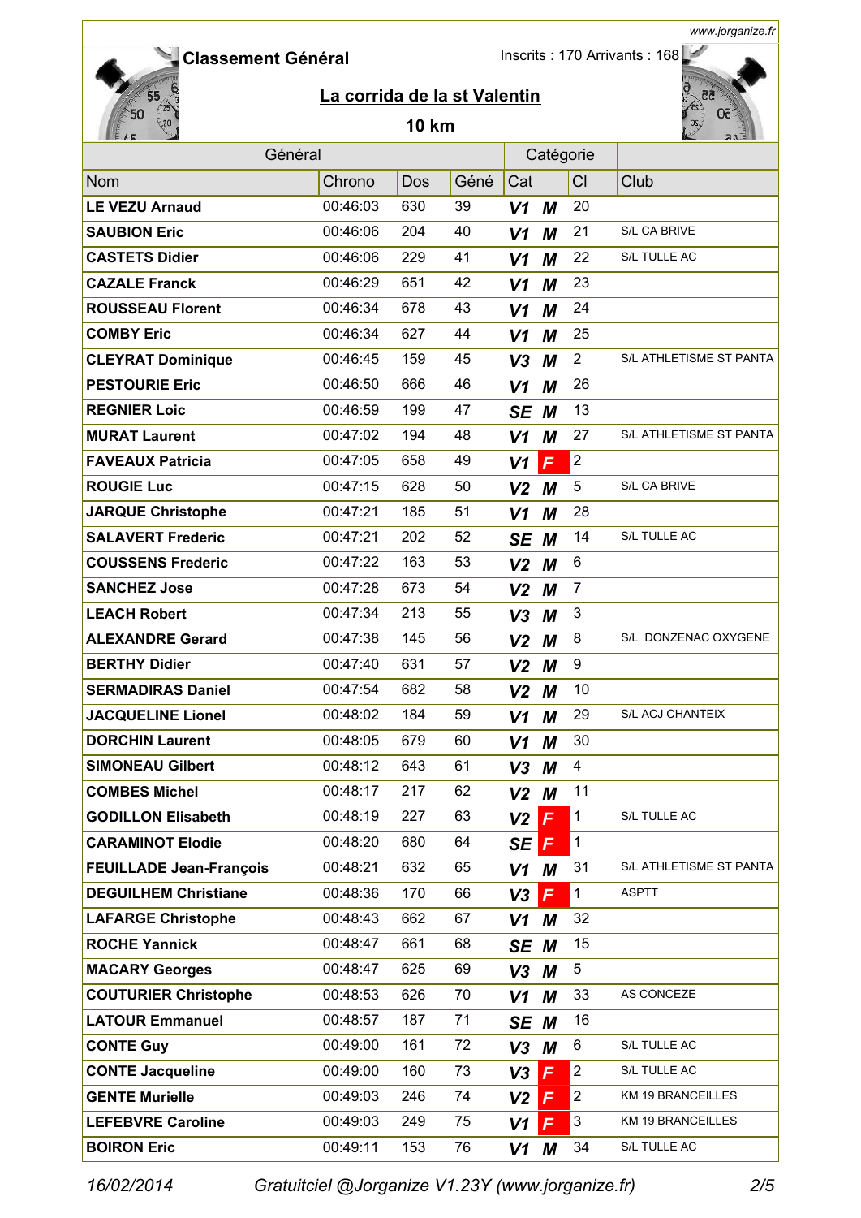## Classement Général

Inscrits : 170 Arrivants : 168

### La corrida de la st Valentin

### 10 km

| Général | | | | Catégorie | | | |
|---|---|---|---|---|---|---|---|
| Nom | Chrono | Dos | Géné | Cat | | Cl | Club |
| LE VEZU Arnaud | 00:46:03 | 630 | 39 | V1 | M | 20 | |
| SAUBION Eric | 00:46:06 | 204 | 40 | V1 | M | 21 | S/L CA BRIVE |
| CASTETS Didier | 00:46:06 | 229 | 41 | V1 | M | 22 | S/L TULLE AC |
| CAZALE Franck | 00:46:29 | 651 | 42 | V1 | M | 23 | |
| ROUSSEAU Florent | 00:46:34 | 678 | 43 | V1 | M | 24 | |
| COMBY Eric | 00:46:34 | 627 | 44 | V1 | M | 25 | |
| CLEYRAT Dominique | 00:46:45 | 159 | 45 | V3 | M | 2 | S/L ATHLETISME ST PANTA |
| PESTOURIE Eric | 00:46:50 | 666 | 46 | V1 | M | 26 | |
| REGNIER Loic | 00:46:59 | 199 | 47 | SE | M | 13 | |
| MURAT Laurent | 00:47:02 | 194 | 48 | V1 | M | 27 | S/L ATHLETISME ST PANTA |
| FAVEAUX Patricia | 00:47:05 | 658 | 49 | V1 | F | 2 | |
| ROUGIE Luc | 00:47:15 | 628 | 50 | V2 | M | 5 | S/L CA BRIVE |
| JARQUE Christophe | 00:47:21 | 185 | 51 | V1 | M | 28 | |
| SALAVERT Frederic | 00:47:21 | 202 | 52 | SE | M | 14 | S/L TULLE AC |
| COUSSENS Frederic | 00:47:22 | 163 | 53 | V2 | M | 6 | |
| SANCHEZ Jose | 00:47:28 | 673 | 54 | V2 | M | 7 | |
| LEACH Robert | 00:47:34 | 213 | 55 | V3 | M | 3 | |
| ALEXANDRE Gerard | 00:47:38 | 145 | 56 | V2 | M | 8 | S/L DONZENAC OXYGENE |
| BERTHY Didier | 00:47:40 | 631 | 57 | V2 | M | 9 | |
| SERMADIRAS Daniel | 00:47:54 | 682 | 58 | V2 | M | 10 | |
| JACQUELINE Lionel | 00:48:02 | 184 | 59 | V1 | M | 29 | S/L ACJ CHANTEIX |
| DORCHIN Laurent | 00:48:05 | 679 | 60 | V1 | M | 30 | |
| SIMONEAU Gilbert | 00:48:12 | 643 | 61 | V3 | M | 4 | |
| COMBES Michel | 00:48:17 | 217 | 62 | V2 | M | 11 | |
| GODILLON Elisabeth | 00:48:19 | 227 | 63 | V2 | F | 1 | S/L TULLE AC |
| CARAMINOT Elodie | 00:48:20 | 680 | 64 | SE | F | 1 | |
| FEUILLADE Jean-François | 00:48:21 | 632 | 65 | V1 | M | 31 | S/L ATHLETISME ST PANTA |
| DEGUILHEM Christiane | 00:48:36 | 170 | 66 | V3 | F | 1 | ASPTT |
| LAFARGE Christophe | 00:48:43 | 662 | 67 | V1 | M | 32 | |
| ROCHE Yannick | 00:48:47 | 661 | 68 | SE | M | 15 | |
| MACARY Georges | 00:48:47 | 625 | 69 | V3 | M | 5 | |
| COUTURIER Christophe | 00:48:53 | 626 | 70 | V1 | M | 33 | AS CONCEZE |
| LATOUR Emmanuel | 00:48:57 | 187 | 71 | SE | M | 16 | |
| CONTE Guy | 00:49:00 | 161 | 72 | V3 | M | 6 | S/L TULLE AC |
| CONTE Jacqueline | 00:49:00 | 160 | 73 | V3 | F | 2 | S/L TULLE AC |
| GENTE Murielle | 00:49:03 | 246 | 74 | V2 | F | 2 | KM 19 BRANCEILLES |
| LEFEBVRE Caroline | 00:49:03 | 249 | 75 | V1 | F | 3 | KM 19 BRANCEILLES |
| BOIRON Eric | 00:49:11 | 153 | 76 | V1 | M | 34 | S/L TULLE AC |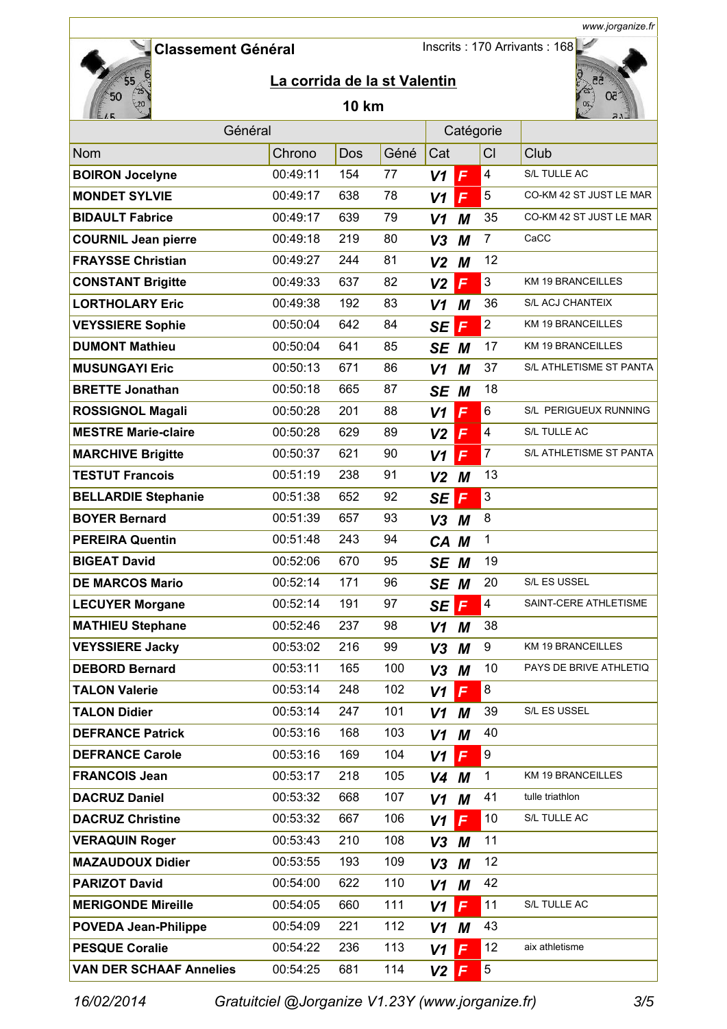## Classement Général

Inscrits : 170 Arrivants : 168

### La corrida de la st Valentin

### 10 km

| Général | | | | Catégorie | | | |
|---|---|---|---|---|---|---|---|
| Nom | Chrono | Dos | Géné | Cat | | Cl | Club |
| **BOIRON Jocelyne** | 00:49:11 | 154 | 77 | V1 | F | 4 | S/L TULLE AC |
| **MONDET SYLVIE** | 00:49:17 | 638 | 78 | V1 | F | 5 | CO-KM 42 ST JUST LE MAR |
| **BIDAULT Fabrice** | 00:49:17 | 639 | 79 | V1 | M | 35 | CO-KM 42 ST JUST LE MAR |
| **COURNIL Jean pierre** | 00:49:18 | 219 | 80 | V3 | M | 7 | CaCC |
| **FRAYSSE Christian** | 00:49:27 | 244 | 81 | V2 | M | 12 | |
| **CONSTANT Brigitte** | 00:49:33 | 637 | 82 | V2 | F | 3 | KM 19 BRANCEILLES |
| **LORTHOLARY Eric** | 00:49:38 | 192 | 83 | V1 | M | 36 | S/L ACJ CHANTEIX |
| **VEYSSIERE Sophie** | 00:50:04 | 642 | 84 | SE | F | 2 | KM 19 BRANCEILLES |
| **DUMONT Mathieu** | 00:50:04 | 641 | 85 | SE | M | 17 | KM 19 BRANCEILLES |
| **MUSUNGAYI Eric** | 00:50:13 | 671 | 86 | V1 | M | 37 | S/L ATHLETISME ST PANTA |
| **BRETTE Jonathan** | 00:50:18 | 665 | 87 | SE | M | 18 | |
| **ROSSIGNOL Magali** | 00:50:28 | 201 | 88 | V1 | F | 6 | S/L PERIGUEUX RUNNING |
| **MESTRE Marie-claire** | 00:50:28 | 629 | 89 | V2 | F | 4 | S/L TULLE AC |
| **MARCHIVE Brigitte** | 00:50:37 | 621 | 90 | V1 | F | 7 | S/L ATHLETISME ST PANTA |
| **TESTUT Francois** | 00:51:19 | 238 | 91 | V2 | M | 13 | |
| **BELLARDIE Stephanie** | 00:51:38 | 652 | 92 | SE | F | 3 | |
| **BOYER Bernard** | 00:51:39 | 657 | 93 | V3 | M | 8 | |
| **PEREIRA Quentin** | 00:51:48 | 243 | 94 | CA | M | 1 | |
| **BIGEAT David** | 00:52:06 | 670 | 95 | SE | M | 19 | |
| **DE MARCOS Mario** | 00:52:14 | 171 | 96 | SE | M | 20 | S/L ES USSEL |
| **LECUYER Morgane** | 00:52:14 | 191 | 97 | SE | F | 4 | SAINT-CERE ATHLETISME |
| **MATHIEU Stephane** | 00:52:46 | 237 | 98 | V1 | M | 38 | |
| **VEYSSIERE Jacky** | 00:53:02 | 216 | 99 | V3 | M | 9 | KM 19 BRANCEILLES |
| **DEBORD Bernard** | 00:53:11 | 165 | 100 | V3 | M | 10 | PAYS DE BRIVE ATHLETIQ |
| **TALON Valerie** | 00:53:14 | 248 | 102 | V1 | F | 8 | |
| **TALON Didier** | 00:53:14 | 247 | 101 | V1 | M | 39 | S/L ES USSEL |
| **DEFRANCE Patrick** | 00:53:16 | 168 | 103 | V1 | M | 40 | |
| **DEFRANCE Carole** | 00:53:16 | 169 | 104 | V1 | F | 9 | |
| **FRANCOIS Jean** | 00:53:17 | 218 | 105 | V4 | M | 1 | KM 19 BRANCEILLES |
| **DACRUZ Daniel** | 00:53:32 | 668 | 107 | V1 | M | 41 | tulle triathlon |
| **DACRUZ Christine** | 00:53:32 | 667 | 106 | V1 | F | 10 | S/L TULLE AC |
| **VERAQUIN Roger** | 00:53:43 | 210 | 108 | V3 | M | 11 | |
| **MAZAUDOUX Didier** | 00:53:55 | 193 | 109 | V3 | M | 12 | |
| **PARIZOT David** | 00:54:00 | 622 | 110 | V1 | M | 42 | |
| **MERIGONDE Mireille** | 00:54:05 | 660 | 111 | V1 | F | 11 | S/L TULLE AC |
| **POVEDA Jean-Philippe** | 00:54:09 | 221 | 112 | V1 | M | 43 | |
| **PESQUE Coralie** | 00:54:22 | 236 | 113 | V1 | F | 12 | aix athletisme |
| **VAN DER SCHAAF Annelies** | 00:54:25 | 681 | 114 | V2 | F | 5 | |

16/02/2014 Gratuitciel @Jorganize V1.23Y (www.jorganize.fr)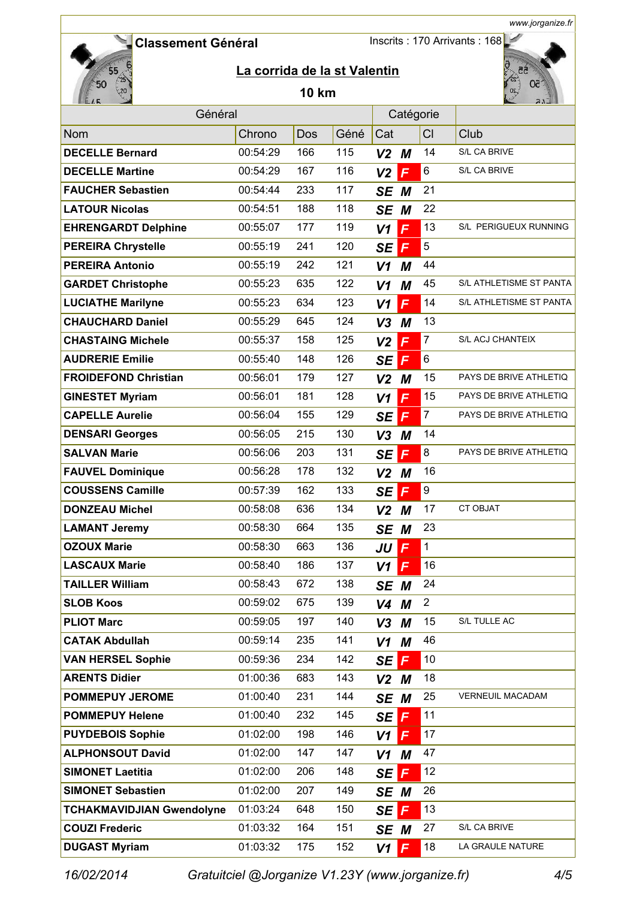www.jorganize.fr

## Classement Général

Inscrits : 170 Arrivants : 168

# La corrida de la st Valentin

### 10 km

| Général | | | | Catégorie | | | |
|---|---|---|---|---|---|---|---|
| Nom | Chrono | Dos | Géné | Cat | | Cl | Club |
| **DECELLE Bernard** | 00:54:29 | 166 | 115 | V2 | M | 14 | S/L CA BRIVE |
| **DECELLE Martine** | 00:54:29 | 167 | 116 | V2 | F | 6 | S/L CA BRIVE |
| **FAUCHER Sebastien** | 00:54:44 | 233 | 117 | SE | M | 21 | |
| **LATOUR Nicolas** | 00:54:51 | 188 | 118 | SE | M | 22 | |
| **EHRENGARDT Delphine** | 00:55:07 | 177 | 119 | V1 | F | 13 | S/L PERIGUEUX RUNNING |
| **PEREIRA Chrystelle** | 00:55:19 | 241 | 120 | SE | F | 5 | |
| **PEREIRA Antonio** | 00:55:19 | 242 | 121 | V1 | M | 44 | |
| **GARDET Christophe** | 00:55:23 | 635 | 122 | V1 | M | 45 | S/L ATHLETISME ST PANTA |
| **LUCIATHE Marilyne** | 00:55:23 | 634 | 123 | V1 | F | 14 | S/L ATHLETISME ST PANTA |
| **CHAUCHARD Daniel** | 00:55:29 | 645 | 124 | V3 | M | 13 | |
| **CHASTAING Michele** | 00:55:37 | 158 | 125 | V2 | F | 7 | S/L ACJ CHANTEIX |
| **AUDRERIE Emilie** | 00:55:40 | 148 | 126 | SE | F | 6 | |
| **FROIDEFOND Christian** | 00:56:01 | 179 | 127 | V2 | M | 15 | PAYS DE BRIVE ATHLETIQ |
| **GINESTET Myriam** | 00:56:01 | 181 | 128 | V1 | F | 15 | PAYS DE BRIVE ATHLETIQ |
| **CAPELLE Aurelie** | 00:56:04 | 155 | 129 | SE | F | 7 | PAYS DE BRIVE ATHLETIQ |
| **DENSARI Georges** | 00:56:05 | 215 | 130 | V3 | M | 14 | |
| **SALVAN Marie** | 00:56:06 | 203 | 131 | SE | F | 8 | PAYS DE BRIVE ATHLETIQ |
| **FAUVEL Dominique** | 00:56:28 | 178 | 132 | V2 | M | 16 | |
| **COUSSENS Camille** | 00:57:39 | 162 | 133 | SE | F | 9 | |
| **DONZEAU Michel** | 00:58:08 | 636 | 134 | V2 | M | 17 | CT OBJAT |
| **LAMANT Jeremy** | 00:58:30 | 664 | 135 | SE | M | 23 | |
| **OZOUX Marie** | 00:58:30 | 663 | 136 | JU | F | 1 | |
| **LASCAUX Marie** | 00:58:40 | 186 | 137 | V1 | F | 16 | |
| **TAILLER William** | 00:58:43 | 672 | 138 | SE | M | 24 | |
| **SLOB Koos** | 00:59:02 | 675 | 139 | V4 | M | 2 | |
| **PLIOT Marc** | 00:59:05 | 197 | 140 | V3 | M | 15 | S/L TULLE AC |
| **CATAK Abdullah** | 00:59:14 | 235 | 141 | V1 | M | 46 | |
| **VAN HERSEL Sophie** | 00:59:36 | 234 | 142 | SE | F | 10 | |
| **ARENTS Didier** | 01:00:36 | 683 | 143 | V2 | M | 18 | |
| **POMMEPUY JEROME** | 01:00:40 | 231 | 144 | SE | M | 25 | VERNEUIL MACADAM |
| **POMMEPUY Helene** | 01:00:40 | 232 | 145 | SE | F | 11 | |
| **PUYDEBOIS Sophie** | 01:02:00 | 198 | 146 | V1 | F | 17 | |
| **ALPHONSOUT David** | 01:02:00 | 147 | 147 | V1 | M | 47 | |
| **SIMONET Laetitia** | 01:02:00 | 206 | 148 | SE | F | 12 | |
| **SIMONET Sebastien** | 01:02:00 | 207 | 149 | SE | M | 26 | |
| **TCHAKMAVIDJIAN Gwendolyne** | 01:03:24 | 648 | 150 | SE | F | 13 | |
| **COUZI Frederic** | 01:03:32 | 164 | 151 | SE | M | 27 | S/L CA BRIVE |
| **DUGAST Myriam** | 01:03:32 | 175 | 152 | V1 | F | 18 | LA GRAULE NATURE |

16/02/2014 Gratuitciel @Jorganize V1.23Y (www.jorganize.fr)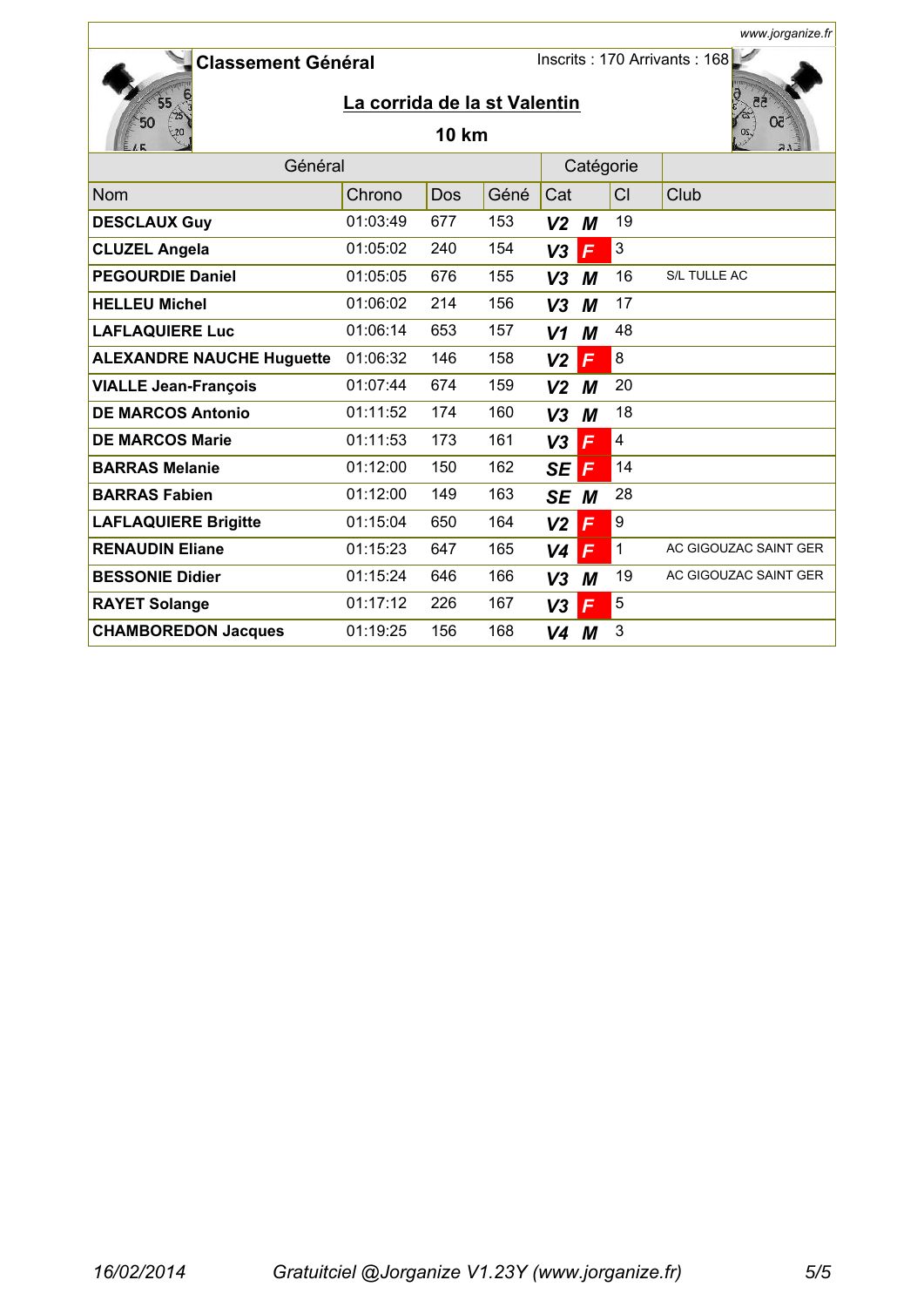www.jorganize.fr

**Classement Général**

Inscrits : 170 Arrivants : 168

## La corrida de la st Valentin

### 10 km

| Général | | | | Catégorie | | | |
|---|---|---|---|---|---|---|---|
| Nom | Chrono | Dos | Géné | Cat | | Cl | Club |
| **DESCLAUX Guy** | 01:03:49 | 677 | 153 | V2 | M | 19 | |
| **CLUZEL Angela** | 01:05:02 | 240 | 154 | V3 | F | 3 | |
| **PEGOURDIE Daniel** | 01:05:05 | 676 | 155 | V3 | M | 16 | S/L TULLE AC |
| **HELLEU Michel** | 01:06:02 | 214 | 156 | V3 | M | 17 | |
| **LAFLAQUIERE Luc** | 01:06:14 | 653 | 157 | V1 | M | 48 | |
| **ALEXANDRE NAUCHE Huguette** | 01:06:32 | 146 | 158 | V2 | F | 8 | |
| **VIALLE Jean-François** | 01:07:44 | 674 | 159 | V2 | M | 20 | |
| **DE MARCOS Antonio** | 01:11:52 | 174 | 160 | V3 | M | 18 | |
| **DE MARCOS Marie** | 01:11:53 | 173 | 161 | V3 | F | 4 | |
| **BARRAS Melanie** | 01:12:00 | 150 | 162 | SE | F | 14 | |
| **BARRAS Fabien** | 01:12:00 | 149 | 163 | SE | M | 28 | |
| **LAFLAQUIERE Brigitte** | 01:15:04 | 650 | 164 | V2 | F | 9 | |
| **RENAUDIN Eliane** | 01:15:23 | 647 | 165 | V4 | F | 1 | AC GIGOUZAC SAINT GER |
| **BESSONIE Didier** | 01:15:24 | 646 | 166 | V3 | M | 19 | AC GIGOUZAC SAINT GER |
| **RAYET Solange** | 01:17:12 | 226 | 167 | V3 | F | 5 | |
| **CHAMBOREDON Jacques** | 01:19:25 | 156 | 168 | V4 | M | 3 | |

*16/02/2014* *Gratuitciel @Jorganize V1.23Y (www.jorganize.fr)*